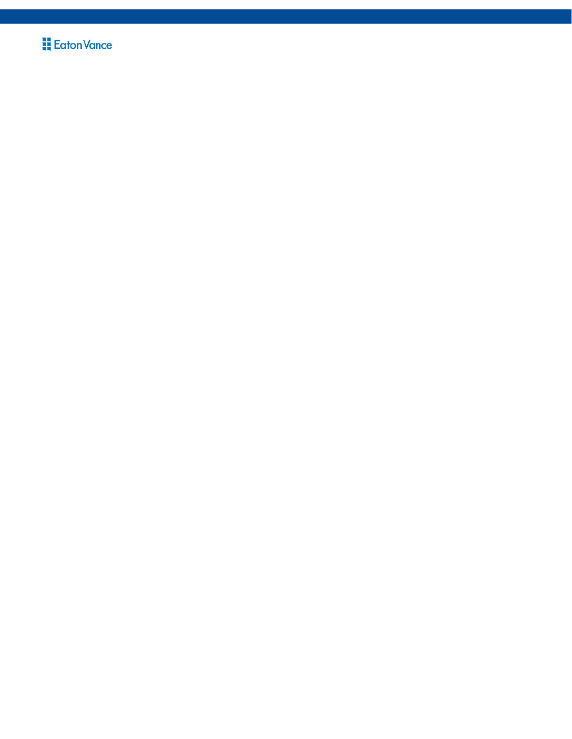Eaton Vance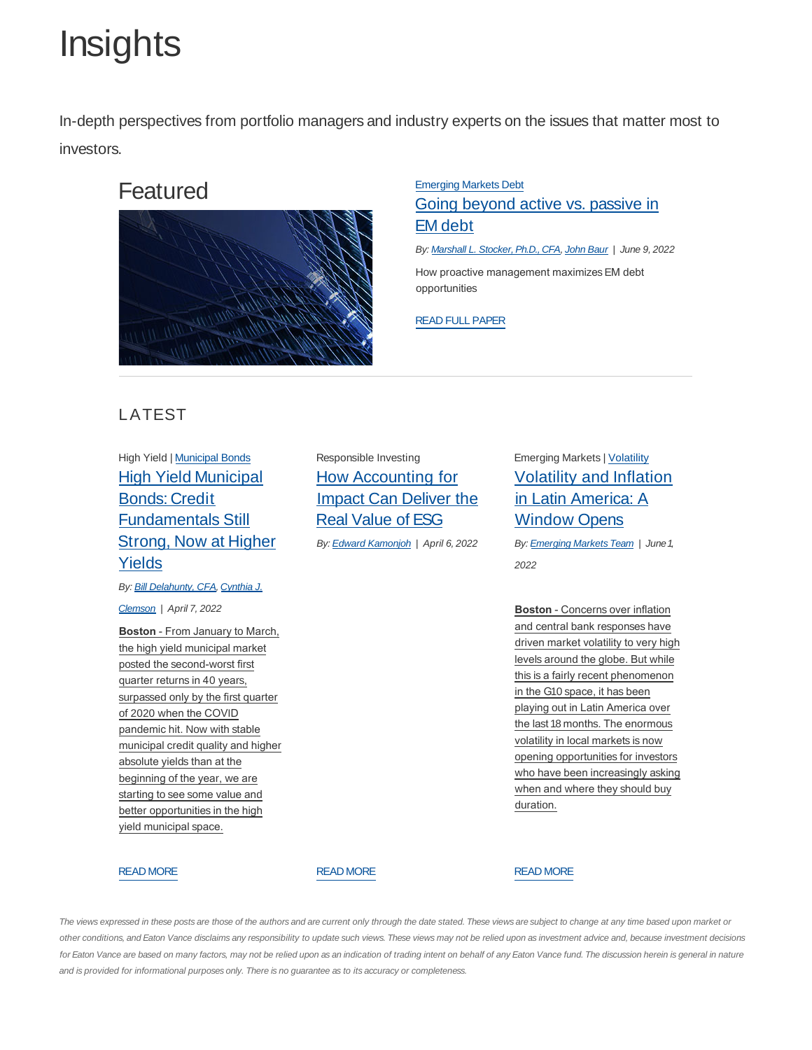# Insights

In-depth perspectives from portfolio managers and industry experts on the issues that matter most to investors.

## Featured

Emerging Markets Debt

### Going beyond active vs. passive in EM debt

*By: Marshall L. Stocker, Ph.D., CFA, John Baur | June 9, 2022*

How proactive management maximizes EM debt opportunities

READ FULL PAPER

## LATEST

High Yield | Municipal Bonds

### High Yield Municipal Bonds: Credit Fundamentals Still Strong, Now at Higher Yields

*By: Bill Delahunty, CFA, Cynthia J. Clemson | April 7, 2022*

**Boston** - From January to March, the high yield municipal market posted the second-worst first quarter returns in 40 years, surpassed only by the first quarter of 2020 when the COVID pandemic hit. Now with stable municipal credit quality and higher absolute yields than at the beginning of the year, we are starting to see some value and better opportunities in the high yield municipal space.

READ MORE

Responsible Investing

### How Accounting for Impact Can Deliver the Real Value of ESG

*By: Edward Kamonjoh | April 6, 2022*

READ MORE

Emerging Markets | Volatility

### Volatility and Inflation in Latin America: A Window Opens

*By: Emerging Markets Team | June 1, 2022*

**Boston** - Concerns over inflation and central bank responses have driven market volatility to very high levels around the globe. But while this is a fairly recent phenomenon in the G10 space, it has been playing out in Latin America over the last 18 months. The enormous volatility in local markets is now opening opportunities for investors who have been increasingly asking when and where they should buy duration.

READ MORE

*The views expressed in these posts are those of the authors and are current only through the date stated. These views are subject to change at any time based upon market or other conditions, and Eaton Vance disclaims any responsibility to update such views. These views may not be relied upon as investment advice and, because investment decisions for Eaton Vance are based on many factors, may not be relied upon as an indication of trading intent on behalf of any Eaton Vance fund. The discussion herein is general in nature and is provided for informational purposes only. There is no guarantee as to its accuracy or completeness.*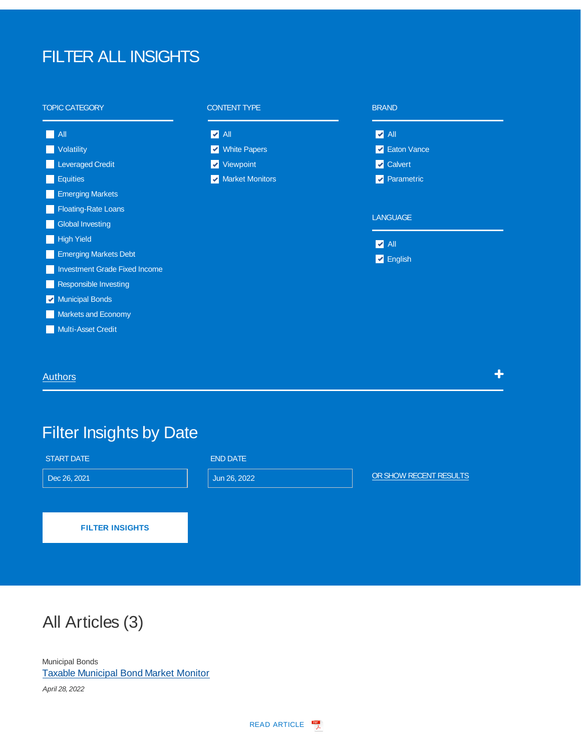# FILTER ALL INSIGHTS

### TOPIC CATEGORY

- [ ] All
- [ ] Volatility
- [ ] Leveraged Credit
- [ ] Equities
- [ ] Emerging Markets
- [ ] Floating-Rate Loans
- [ ] Global Investing
- [ ] High Yield
- [ ] Emerging Markets Debt
- [ ] Investment Grade Fixed Income
- [ ] Responsible Investing
- [x] Municipal Bonds
- [ ] Markets and Economy
- [ ] Multi-Asset Credit

### CONTENT TYPE

- [x] All
- [x] White Papers
- [x] Viewpoint
- [x] Market Monitors

### BRAND

- [x] All
- [x] Eaton Vance
- [x] Calvert
- [x] Parametric

### LANGUAGE

- [x] All
- [x] English

Authors +

## Filter Insights by Date

START DATE: Dec 26, 2021

END DATE: Jun 26, 2022

OR SHOW RECENT RESULTS

FILTER INSIGHTS

## All Articles (3)

Municipal Bonds

Taxable Municipal Bond Market Monitor

*April 28, 2022*

READ ARTICLE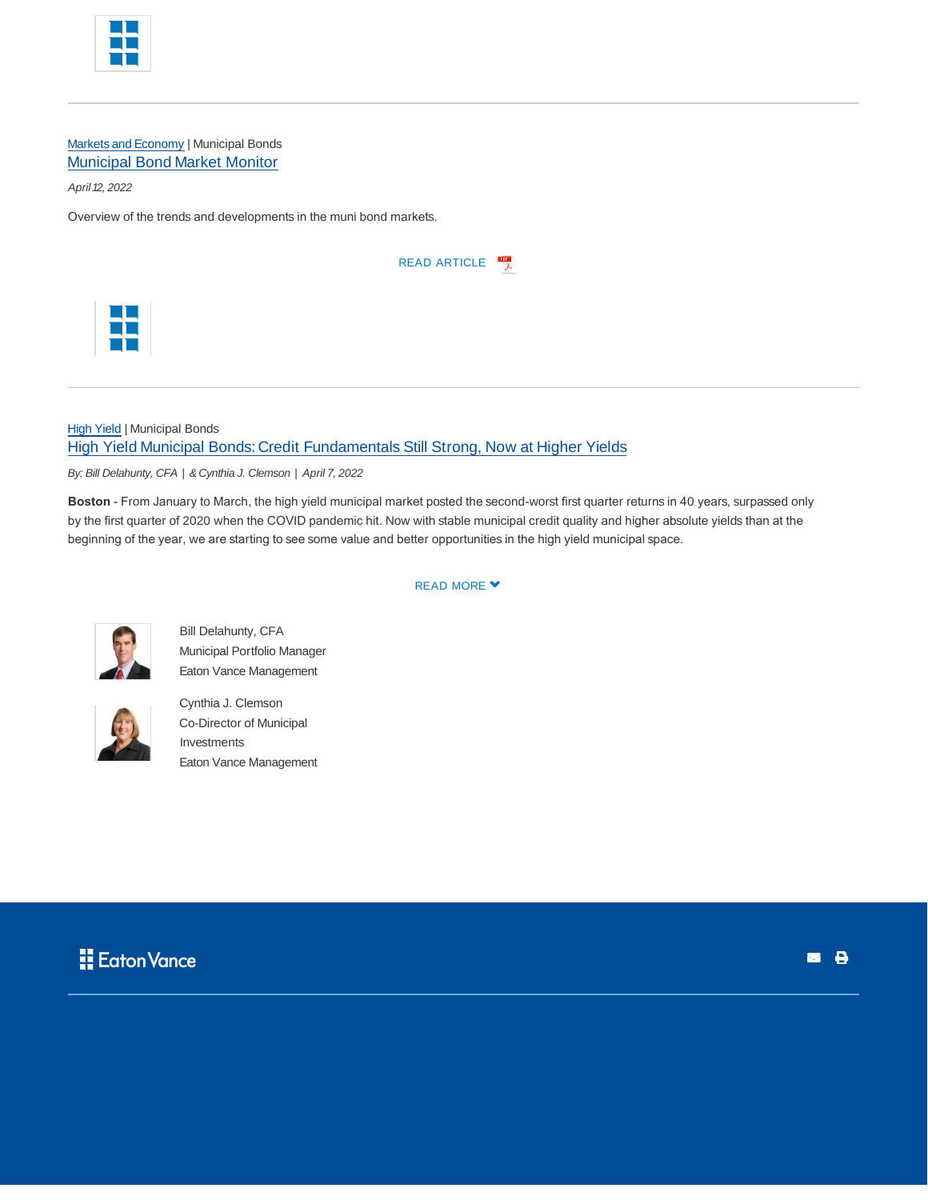Markets and Economy | Municipal Bonds

## Municipal Bond Market Monitor

*April 12, 2022*

Overview of the trends and developments in the muni bond markets.

READ ARTICLE

High Yield | Municipal Bonds

## High Yield Municipal Bonds: Credit Fundamentals Still Strong, Now at Higher Yields

*By: Bill Delahunty, CFA | & Cynthia J. Clemson | April 7, 2022*

**Boston** - From January to March, the high yield municipal market posted the second-worst first quarter returns in 40 years, surpassed only by the first quarter of 2020 when the COVID pandemic hit. Now with stable municipal credit quality and higher absolute yields than at the beginning of the year, we are starting to see some value and better opportunities in the high yield municipal space.

READ MORE

Bill Delahunty, CFA
Municipal Portfolio Manager
Eaton Vance Management

Cynthia J. Clemson
Co-Director of Municipal Investments
Eaton Vance Management

Eaton Vance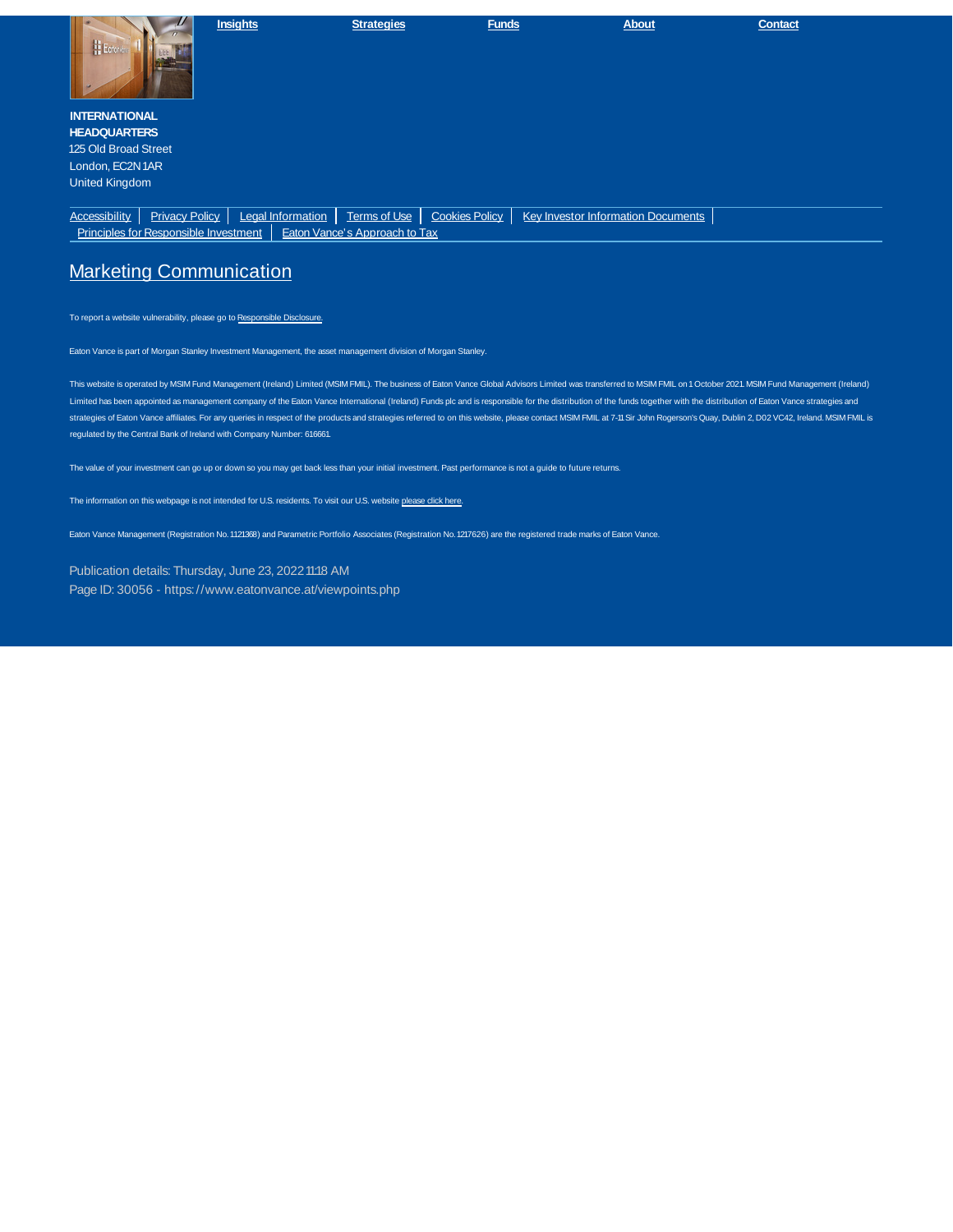Insights | Strategies | Funds | About | Contact

**INTERNATIONAL HEADQUARTERS**
125 Old Broad Street
London, EC2N 1AR
United Kingdom

Accessibility | Privacy Policy | Legal Information | Terms of Use | Cookies Policy | Key Investor Information Documents | Principles for Responsible Investment | Eaton Vance's Approach to Tax

## Marketing Communication

To report a website vulnerability, please go to Responsible Disclosure.

Eaton Vance is part of Morgan Stanley Investment Management, the asset management division of Morgan Stanley.

This website is operated by MSIM Fund Management (Ireland) Limited (MSIM FMIL). The business of Eaton Vance Global Advisors Limited was transferred to MSIM FMIL on 1 October 2021. MSIM Fund Management (Ireland) Limited has been appointed as management company of the Eaton Vance International (Ireland) Funds plc and is responsible for the distribution of the funds together with the distribution of Eaton Vance strategies and strategies of Eaton Vance affiliates. For any queries in respect of the products and strategies referred to on this website, please contact MSIM FMIL at 7-11 Sir John Rogerson's Quay, Dublin 2, D02 VC42, Ireland. MSIM FMIL is regulated by the Central Bank of Ireland with Company Number: 616661.

The value of your investment can go up or down so you may get back less than your initial investment. Past performance is not a guide to future returns.

The information on this webpage is not intended for U.S. residents. To visit our U.S. website please click here.

Eaton Vance Management (Registration No. 1121368) and Parametric Portfolio Associates (Registration No. 1217626) are the registered trade marks of Eaton Vance.

Publication details: Thursday, June 23, 2022 11:18 AM
Page ID: 30056 - https://www.eatonvance.at/viewpoints.php